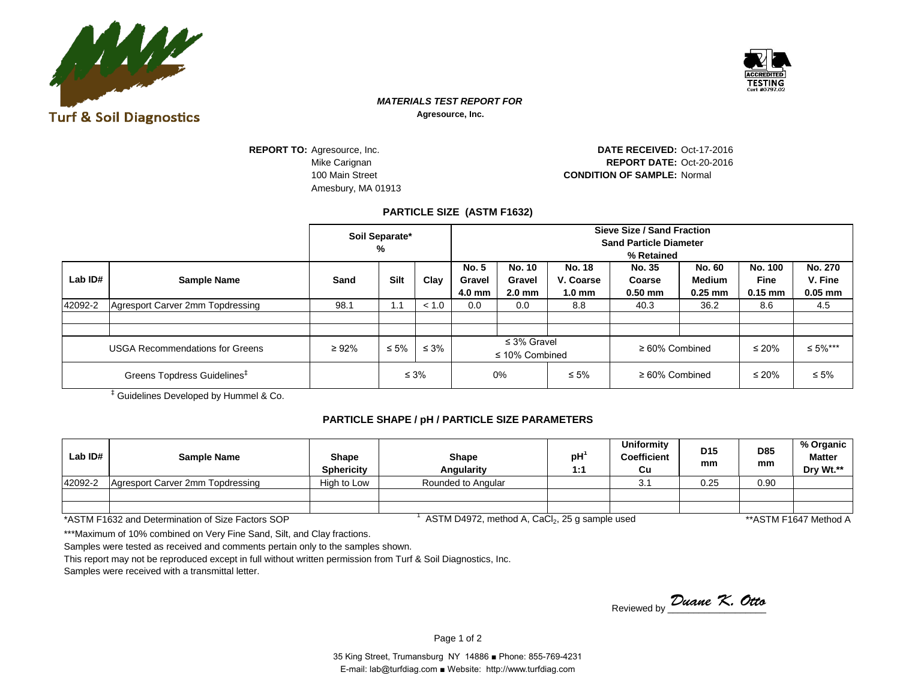Turf & Soil Diagnostics

ACCREDITED TESTING Cert #0797.02

***MATERIALS TEST REPORT FOR***

**Agresource, Inc.**

**REPORT TO:** Agresource, Inc.
Mike Carignan
100 Main Street
Amesbury, MA 01913

**DATE RECEIVED:** Oct-17-2016
**REPORT DATE:** Oct-20-2016
**CONDITION OF SAMPLE:** Normal

## PARTICLE SIZE (ASTM F1632)

| | | Soil Separate* % | | | Sieve Size / Sand Fraction Sand Particle Diameter % Retained | | | | | | |
|---|---|---|---|---|---|---|---|---|---|---|---|
| **Lab ID#** | **Sample Name** | **Sand** | **Silt** | **Clay** | **No. 5 Gravel 4.0 mm** | **No. 10 Gravel 2.0 mm** | **No. 18 V. Coarse 1.0 mm** | **No. 35 Coarse 0.50 mm** | **No. 60 Medium 0.25 mm** | **No. 100 Fine 0.15 mm** | **No. 270 V. Fine 0.05 mm** |
| 42092-2 | Agresport Carver 2mm Topdressing | 98.1 | 1.1 | < 1.0 | 0.0 | 0.0 | 8.8 | 40.3 | 36.2 | 8.6 | 4.5 |
| | | | | | | | | | | | |
| | | | | | | | | | | | |
| USGA Recommendations for Greens | | ≥ 92% | ≤ 5% | ≤ 3% | ≤ 3% Gravel ≤ 10% Combined | | | ≥ 60% Combined | | ≤ 20% | ≤ 5%*** |
| Greens Topdress Guidelines‡ | | | ≤ 3% | | 0% | | ≤ 5% | ≥ 60% Combined | | ≤ 20% | ≤ 5% |

‡ Guidelines Developed by Hummel & Co.

## PARTICLE SHAPE / pH / PARTICLE SIZE PARAMETERS

| **Lab ID#** | **Sample Name** | **Shape Sphericity** | **Shape Angularity** | **pH[1] 1:1** | **Uniformity Coefficient Cu** | **D15 mm** | **D85 mm** | **% Organic Matter Dry Wt.\*\*** |
|---|---|---|---|---|---|---|---|---|
| 42092-2 | Agresport Carver 2mm Topdressing | High to Low | Rounded to Angular | | 3.1 | 0.25 | 0.90 | |
| | | | | | | | | |
| | | | | | | | | |

*ASTM F1632 and Determination of Size Factors SOP

[1] ASTM D4972, method A, $CaCl_2$, 25 g sample used

**ASTM F1647 Method A

***Maximum of 10% combined on Very Fine Sand, Silt, and Clay fractions.

Samples were tested as received and comments pertain only to the samples shown.

This report may not be reproduced except in full without written permission from Turf & Soil Diagnostics, Inc.

Samples were received with a transmittal letter.

Reviewed by *Duane K. Otto*

35 King Street, Trumansburg NY 14886 ■ Phone: 855-769-4231
E-mail: lab@turfdiag.com ■ Website: http://www.turfdiag.com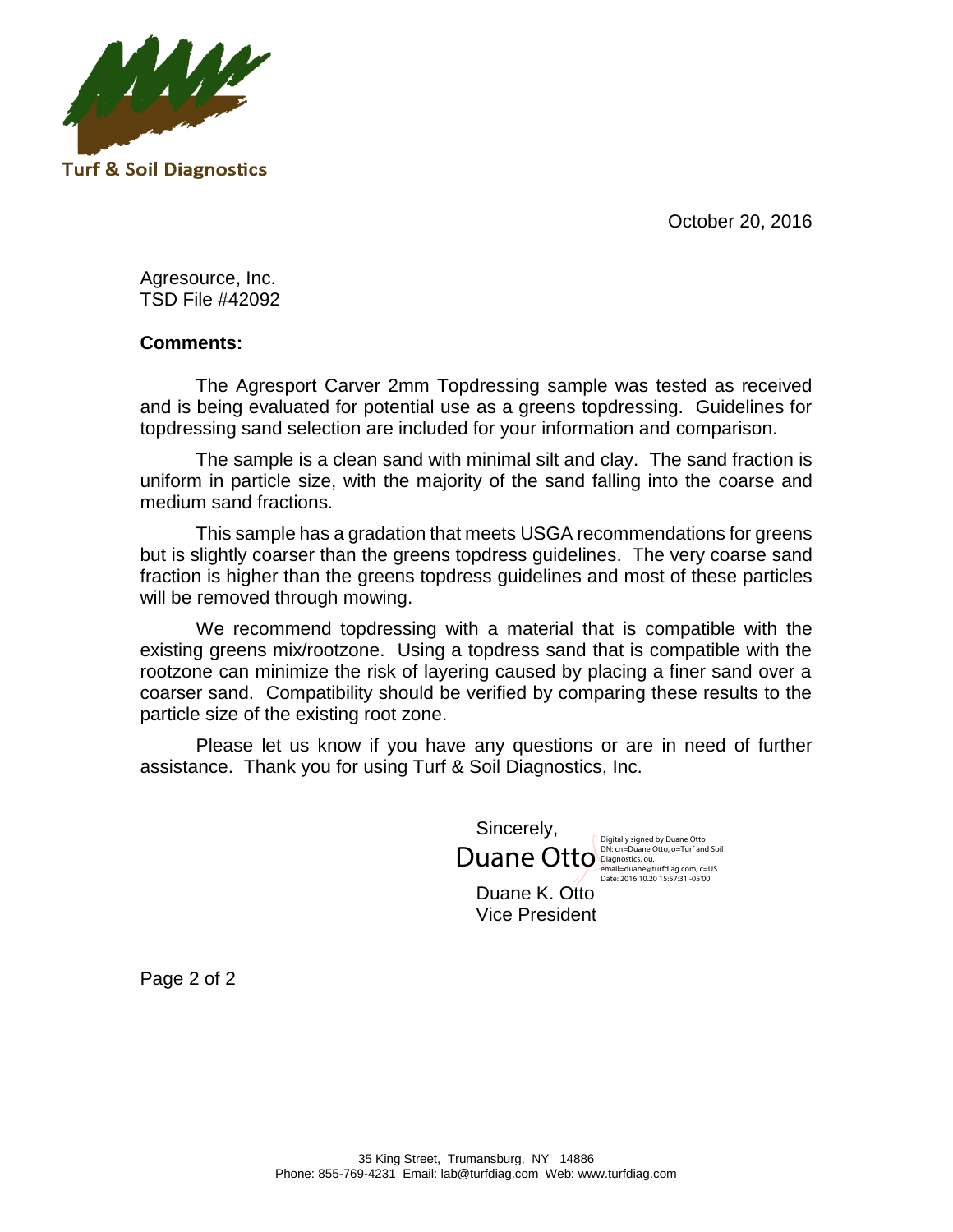Turf & Soil Diagnostics

October 20, 2016

Agresource, Inc.
TSD File #42092

**Comments:**

The Agresport Carver 2mm Topdressing sample was tested as received and is being evaluated for potential use as a greens topdressing. Guidelines for topdressing sand selection are included for your information and comparison.

The sample is a clean sand with minimal silt and clay. The sand fraction is uniform in particle size, with the majority of the sand falling into the coarse and medium sand fractions.

This sample has a gradation that meets USGA recommendations for greens but is slightly coarser than the greens topdress guidelines. The very coarse sand fraction is higher than the greens topdress guidelines and most of these particles will be removed through mowing.

We recommend topdressing with a material that is compatible with the existing greens mix/rootzone. Using a topdress sand that is compatible with the rootzone can minimize the risk of layering caused by placing a finer sand over a coarser sand. Compatibility should be verified by comparing these results to the particle size of the existing root zone.

Please let us know if you have any questions or are in need of further assistance. Thank you for using Turf & Soil Diagnostics, Inc.

Sincerely,

Duane Otto

Digitally signed by Duane Otto
DN: cn=Duane Otto, o=Turf and Soil Diagnostics, ou, email=duane@turfdiag.com, c=US
Date: 2016.10.20 15:57:31 -05'00'

Duane K. Otto
Vice President

35 King Street, Trumansburg, NY 14886
Phone: 855-769-4231 Email: lab@turfdiag.com Web: www.turfdiag.com